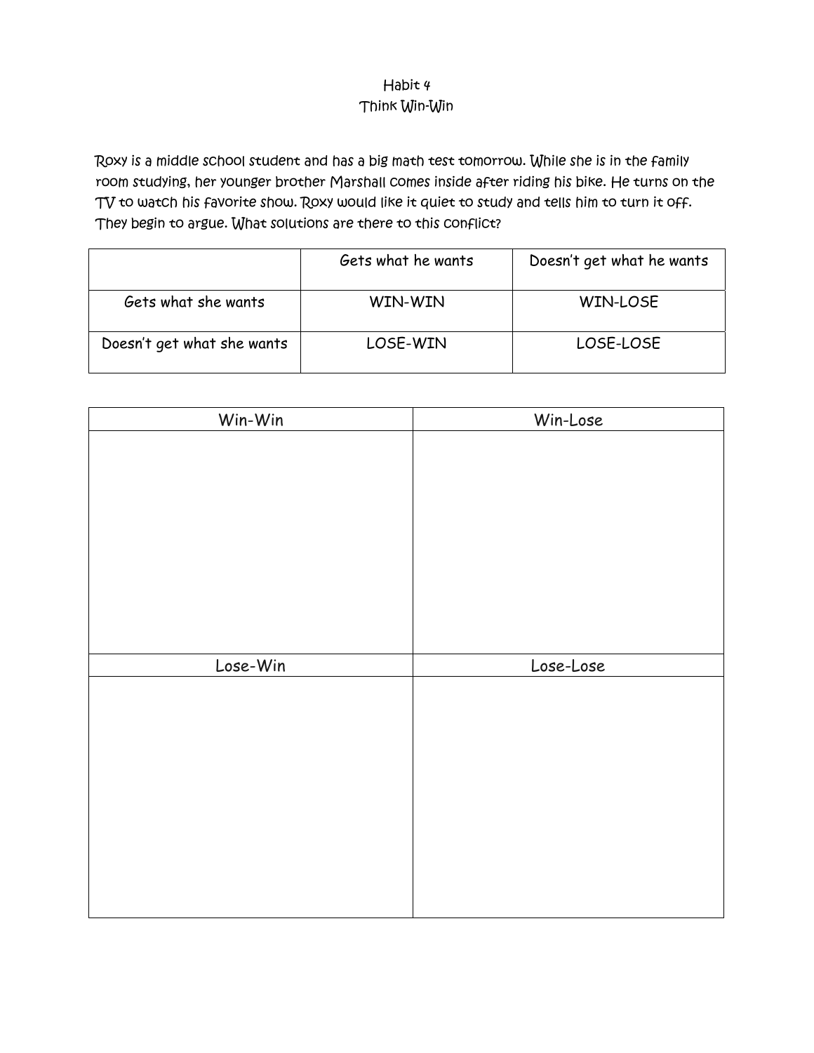# Habit 4
## Think Win-Win

Roxy is a middle school student and has a big math test tomorrow. While she is in the family room studying, her younger brother Marshall comes inside after riding his bike. He turns on the TV to watch his favorite show. Roxy would like it quiet to study and tells him to turn it off. They begin to argue. What solutions are there to this conflict?

| | Gets what he wants | Doesn't get what he wants |
|---|---|---|
| Gets what she wants | WIN-WIN | WIN-LOSE |
| Doesn't get what she wants | LOSE-WIN | LOSE-LOSE |

| Win-Win | Win-Lose |
|---|---|
| | |
| **Lose-Win** | **Lose-Lose** |
| | |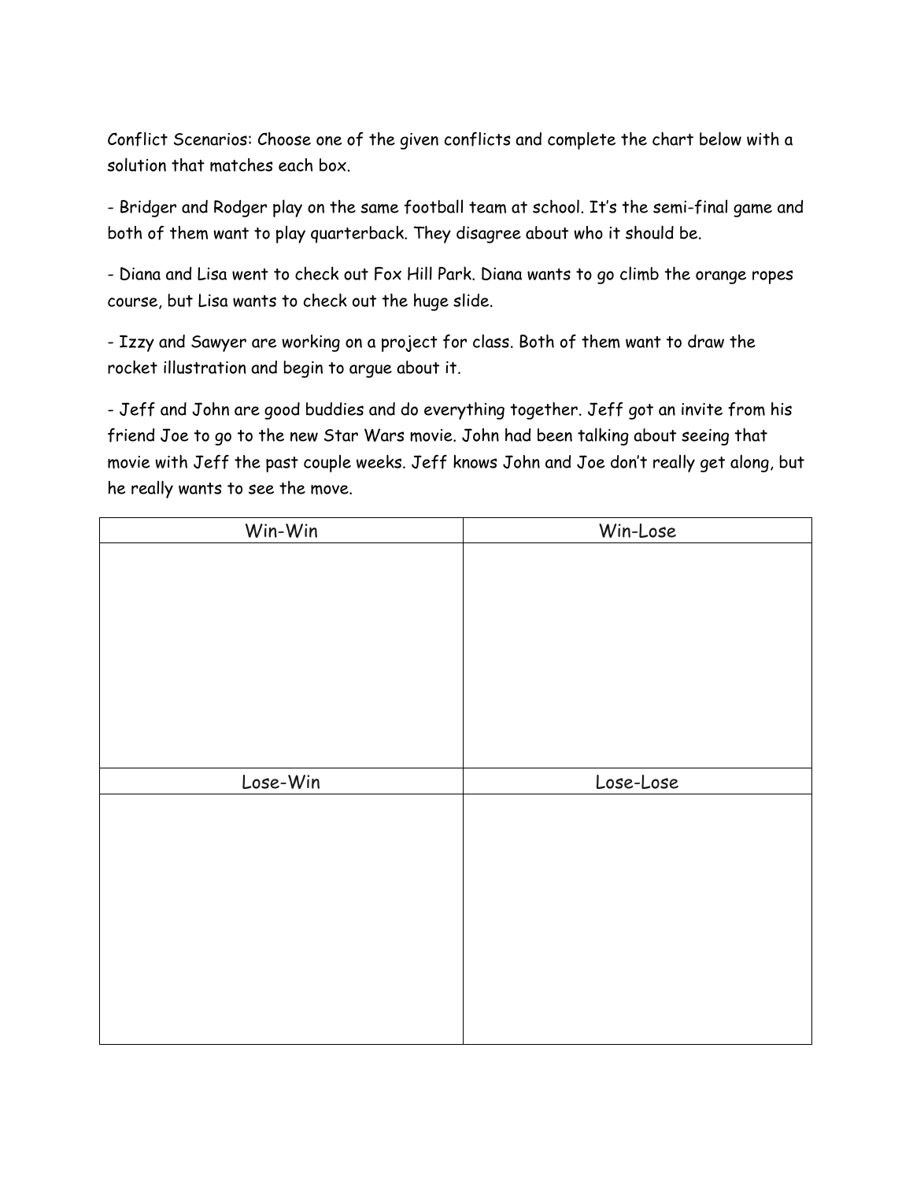Conflict Scenarios: Choose one of the given conflicts and complete the chart below with a solution that matches each box.

- Bridger and Rodger play on the same football team at school. It's the semi-final game and both of them want to play quarterback. They disagree about who it should be.

- Diana and Lisa went to check out Fox Hill Park. Diana wants to go climb the orange ropes course, but Lisa wants to check out the huge slide.

- Izzy and Sawyer are working on a project for class. Both of them want to draw the rocket illustration and begin to argue about it.

- Jeff and John are good buddies and do everything together. Jeff got an invite from his friend Joe to go to the new Star Wars movie. John had been talking about seeing that movie with Jeff the past couple weeks. Jeff knows John and Joe don't really get along, but he really wants to see the move.

| Win-Win | Win-Lose |
| --- | --- |
| | |
| **Lose-Win** | **Lose-Lose** |
| | |